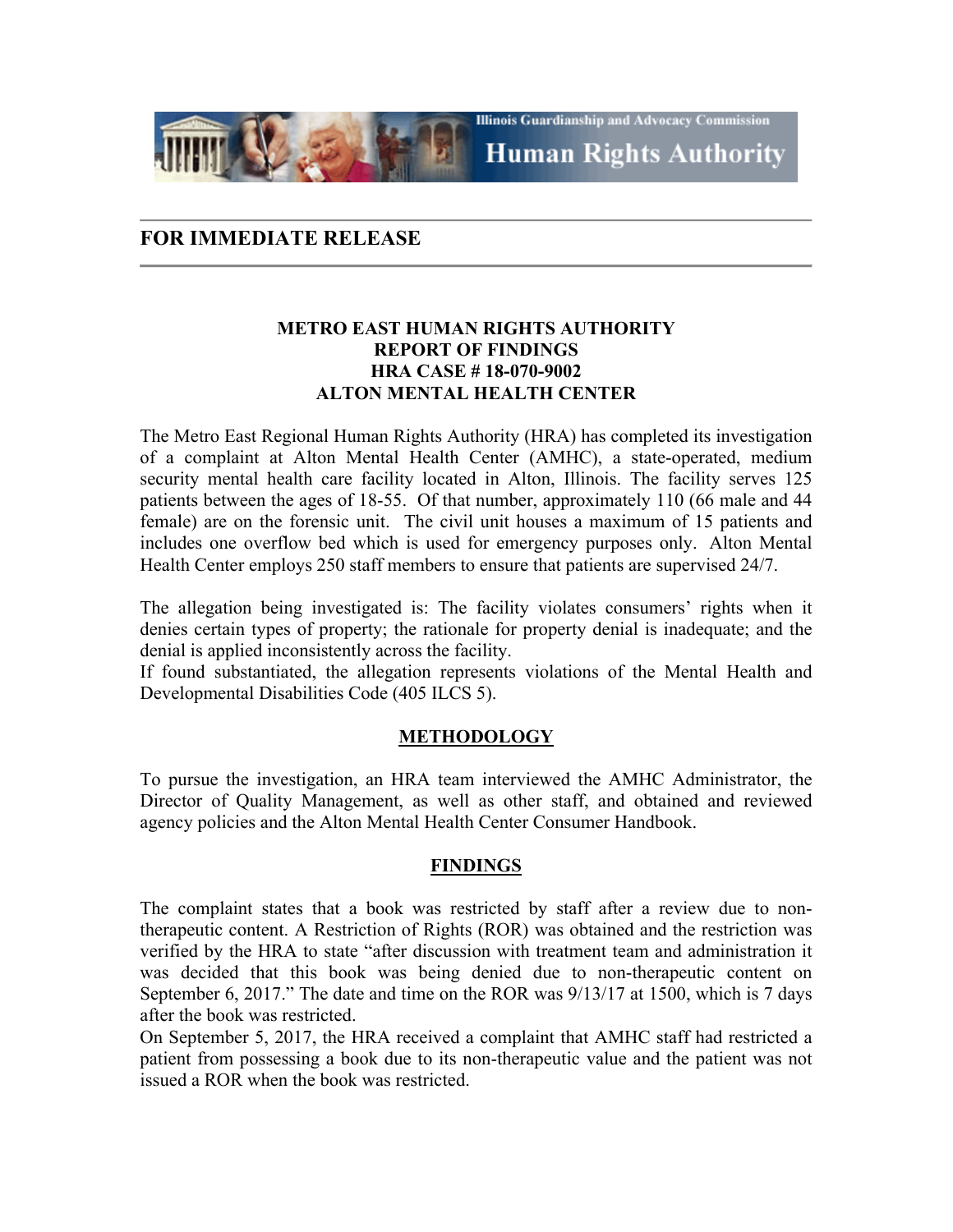Illinois Guardianship and Advocacy Commission

**Human Rights Authority**

## FOR IMMEDIATE RELEASE

### METRO EAST HUMAN RIGHTS AUTHORITY
### REPORT OF FINDINGS
### HRA CASE # 18-070-9002
### ALTON MENTAL HEALTH CENTER

The Metro East Regional Human Rights Authority (HRA) has completed its investigation of a complaint at Alton Mental Health Center (AMHC), a state-operated, medium security mental health care facility located in Alton, Illinois. The facility serves 125 patients between the ages of 18-55. Of that number, approximately 110 (66 male and 44 female) are on the forensic unit. The civil unit houses a maximum of 15 patients and includes one overflow bed which is used for emergency purposes only. Alton Mental Health Center employs 250 staff members to ensure that patients are supervised 24/7.

The allegation being investigated is: The facility violates consumers' rights when it denies certain types of property; the rationale for property denial is inadequate; and the denial is applied inconsistently across the facility.
If found substantiated, the allegation represents violations of the Mental Health and Developmental Disabilities Code (405 ILCS 5).

## METHODOLOGY

To pursue the investigation, an HRA team interviewed the AMHC Administrator, the Director of Quality Management, as well as other staff, and obtained and reviewed agency policies and the Alton Mental Health Center Consumer Handbook.

## FINDINGS

The complaint states that a book was restricted by staff after a review due to non-therapeutic content. A Restriction of Rights (ROR) was obtained and the restriction was verified by the HRA to state "after discussion with treatment team and administration it was decided that this book was being denied due to non-therapeutic content on September 6, 2017." The date and time on the ROR was 9/13/17 at 1500, which is 7 days after the book was restricted.
On September 5, 2017, the HRA received a complaint that AMHC staff had restricted a patient from possessing a book due to its non-therapeutic value and the patient was not issued a ROR when the book was restricted.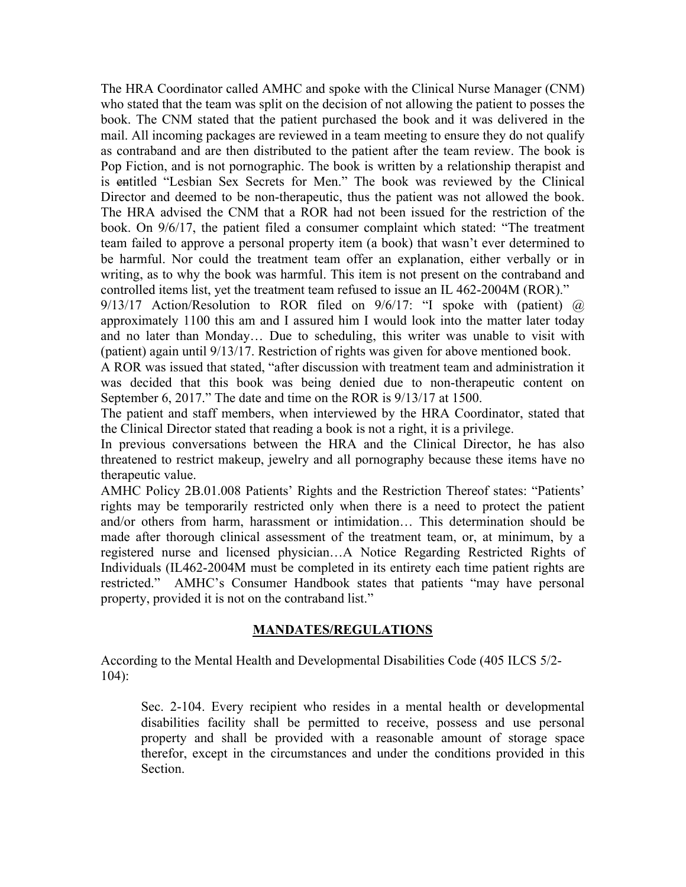The HRA Coordinator called AMHC and spoke with the Clinical Nurse Manager (CNM) who stated that the team was split on the decision of not allowing the patient to posses the book. The CNM stated that the patient purchased the book and it was delivered in the mail. All incoming packages are reviewed in a team meeting to ensure they do not qualify as contraband and are then distributed to the patient after the team review. The book is Pop Fiction, and is not pornographic. The book is written by a relationship therapist and is ~~en~~titled "Lesbian Sex Secrets for Men." The book was reviewed by the Clinical Director and deemed to be non-therapeutic, thus the patient was not allowed the book. The HRA advised the CNM that a ROR had not been issued for the restriction of the book. On 9/6/17, the patient filed a consumer complaint which stated: "The treatment team failed to approve a personal property item (a book) that wasn't ever determined to be harmful. Nor could the treatment team offer an explanation, either verbally or in writing, as to why the book was harmful. This item is not present on the contraband and controlled items list, yet the treatment team refused to issue an IL 462-2004M (ROR)."

9/13/17 Action/Resolution to ROR filed on 9/6/17: "I spoke with (patient) @ approximately 1100 this am and I assured him I would look into the matter later today and no later than Monday… Due to scheduling, this writer was unable to visit with (patient) again until 9/13/17. Restriction of rights was given for above mentioned book.

A ROR was issued that stated, "after discussion with treatment team and administration it was decided that this book was being denied due to non-therapeutic content on September 6, 2017." The date and time on the ROR is 9/13/17 at 1500.

The patient and staff members, when interviewed by the HRA Coordinator, stated that the Clinical Director stated that reading a book is not a right, it is a privilege.

In previous conversations between the HRA and the Clinical Director, he has also threatened to restrict makeup, jewelry and all pornography because these items have no therapeutic value.

AMHC Policy 2B.01.008 Patients' Rights and the Restriction Thereof states: "Patients' rights may be temporarily restricted only when there is a need to protect the patient and/or others from harm, harassment or intimidation… This determination should be made after thorough clinical assessment of the treatment team, or, at minimum, by a registered nurse and licensed physician…A Notice Regarding Restricted Rights of Individuals (IL462-2004M must be completed in its entirety each time patient rights are restricted." AMHC's Consumer Handbook states that patients "may have personal property, provided it is not on the contraband list."

## MANDATES/REGULATIONS

According to the Mental Health and Developmental Disabilities Code (405 ILCS 5/2-104):

> Sec. 2-104. Every recipient who resides in a mental health or developmental disabilities facility shall be permitted to receive, possess and use personal property and shall be provided with a reasonable amount of storage space therefor, except in the circumstances and under the conditions provided in this Section.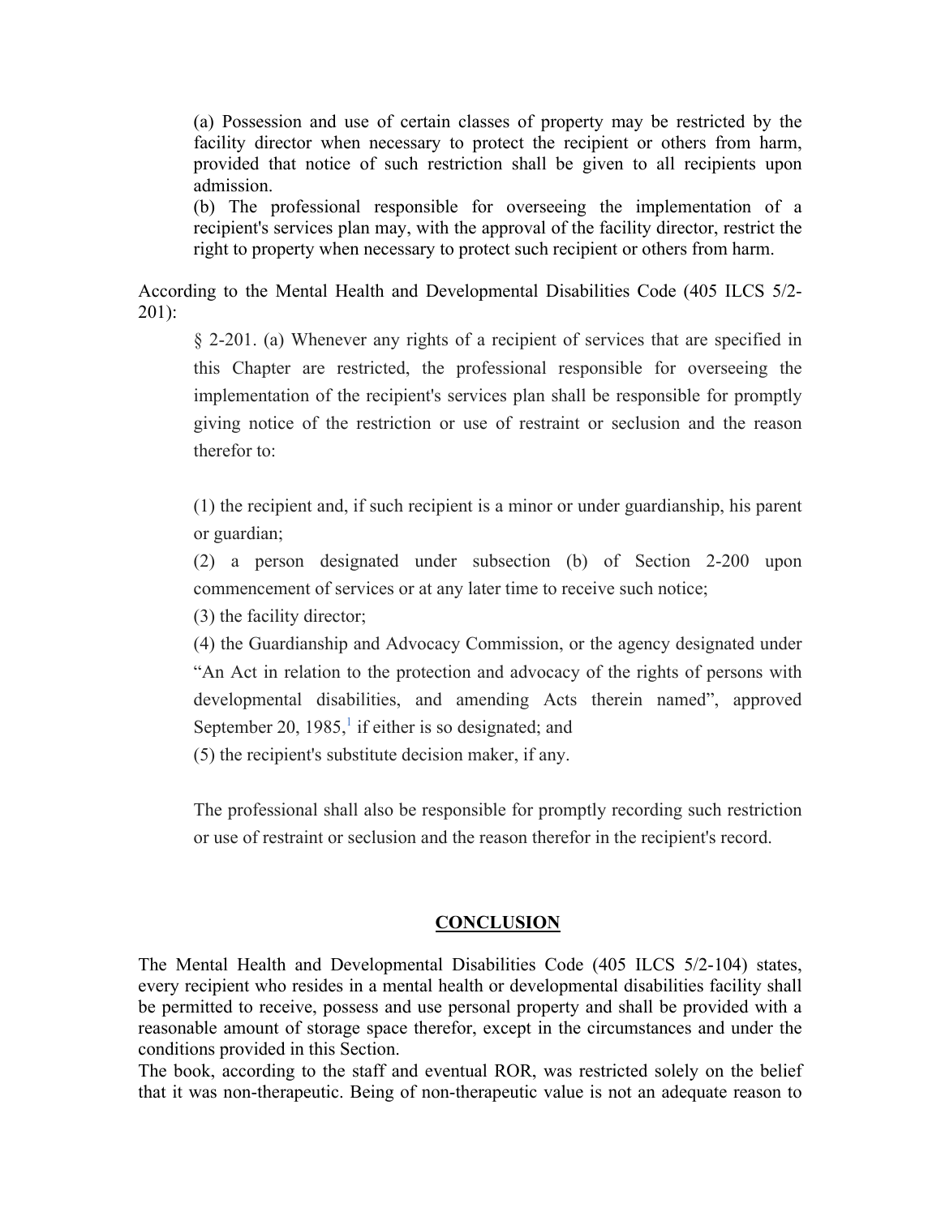> (a) Possession and use of certain classes of property may be restricted by the facility director when necessary to protect the recipient or others from harm, provided that notice of such restriction shall be given to all recipients upon admission.
>
> (b) The professional responsible for overseeing the implementation of a recipient's services plan may, with the approval of the facility director, restrict the right to property when necessary to protect such recipient or others from harm.

According to the Mental Health and Developmental Disabilities Code (405 ILCS 5/2-201):

> § 2-201. (a) Whenever any rights of a recipient of services that are specified in this Chapter are restricted, the professional responsible for overseeing the implementation of the recipient's services plan shall be responsible for promptly giving notice of the restriction or use of restraint or seclusion and the reason therefor to:
>
> (1) the recipient and, if such recipient is a minor or under guardianship, his parent or guardian;
>
> (2) a person designated under subsection (b) of Section 2-200 upon commencement of services or at any later time to receive such notice;
>
> (3) the facility director;
>
> (4) the Guardianship and Advocacy Commission, or the agency designated under "An Act in relation to the protection and advocacy of the rights of persons with developmental disabilities, and amending Acts therein named", approved September 20, 1985,[1] if either is so designated; and
>
> (5) the recipient's substitute decision maker, if any.
>
> The professional shall also be responsible for promptly recording such restriction or use of restraint or seclusion and the reason therefor in the recipient's record.

## CONCLUSION

The Mental Health and Developmental Disabilities Code (405 ILCS 5/2-104) states, every recipient who resides in a mental health or developmental disabilities facility shall be permitted to receive, possess and use personal property and shall be provided with a reasonable amount of storage space therefor, except in the circumstances and under the conditions provided in this Section.

The book, according to the staff and eventual ROR, was restricted solely on the belief that it was non-therapeutic. Being of non-therapeutic value is not an adequate reason to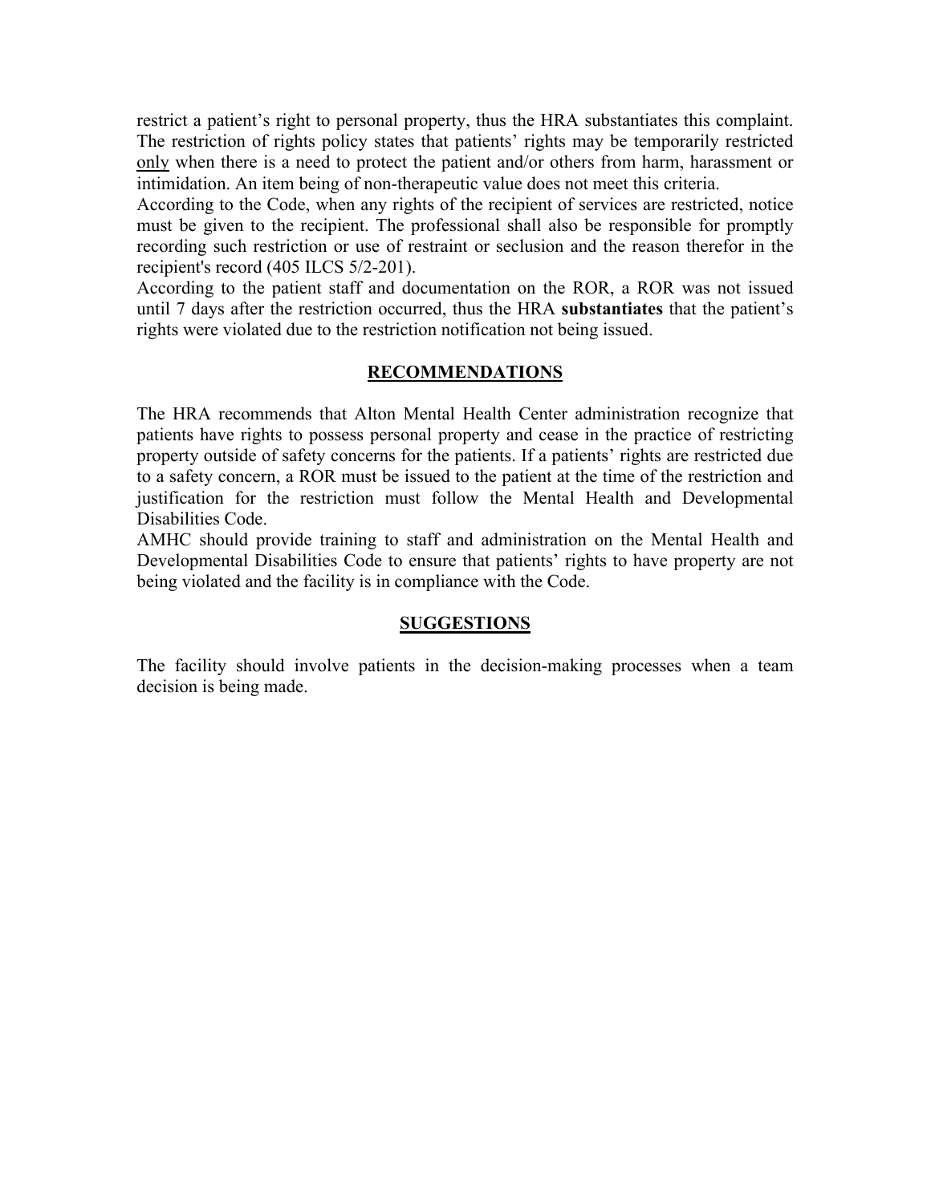restrict a patient's right to personal property, thus the HRA substantiates this complaint. The restriction of rights policy states that patients' rights may be temporarily restricted <u>only</u> when there is a need to protect the patient and/or others from harm, harassment or intimidation. An item being of non-therapeutic value does not meet this criteria.

According to the Code, when any rights of the recipient of services are restricted, notice must be given to the recipient. The professional shall also be responsible for promptly recording such restriction or use of restraint or seclusion and the reason therefor in the recipient's record (405 ILCS 5/2-201).

According to the patient staff and documentation on the ROR, a ROR was not issued until 7 days after the restriction occurred, thus the HRA **substantiates** that the patient's rights were violated due to the restriction notification not being issued.

## RECOMMENDATIONS

The HRA recommends that Alton Mental Health Center administration recognize that patients have rights to possess personal property and cease in the practice of restricting property outside of safety concerns for the patients. If a patients' rights are restricted due to a safety concern, a ROR must be issued to the patient at the time of the restriction and justification for the restriction must follow the Mental Health and Developmental Disabilities Code.

AMHC should provide training to staff and administration on the Mental Health and Developmental Disabilities Code to ensure that patients' rights to have property are not being violated and the facility is in compliance with the Code.

## SUGGESTIONS

The facility should involve patients in the decision-making processes when a team decision is being made.